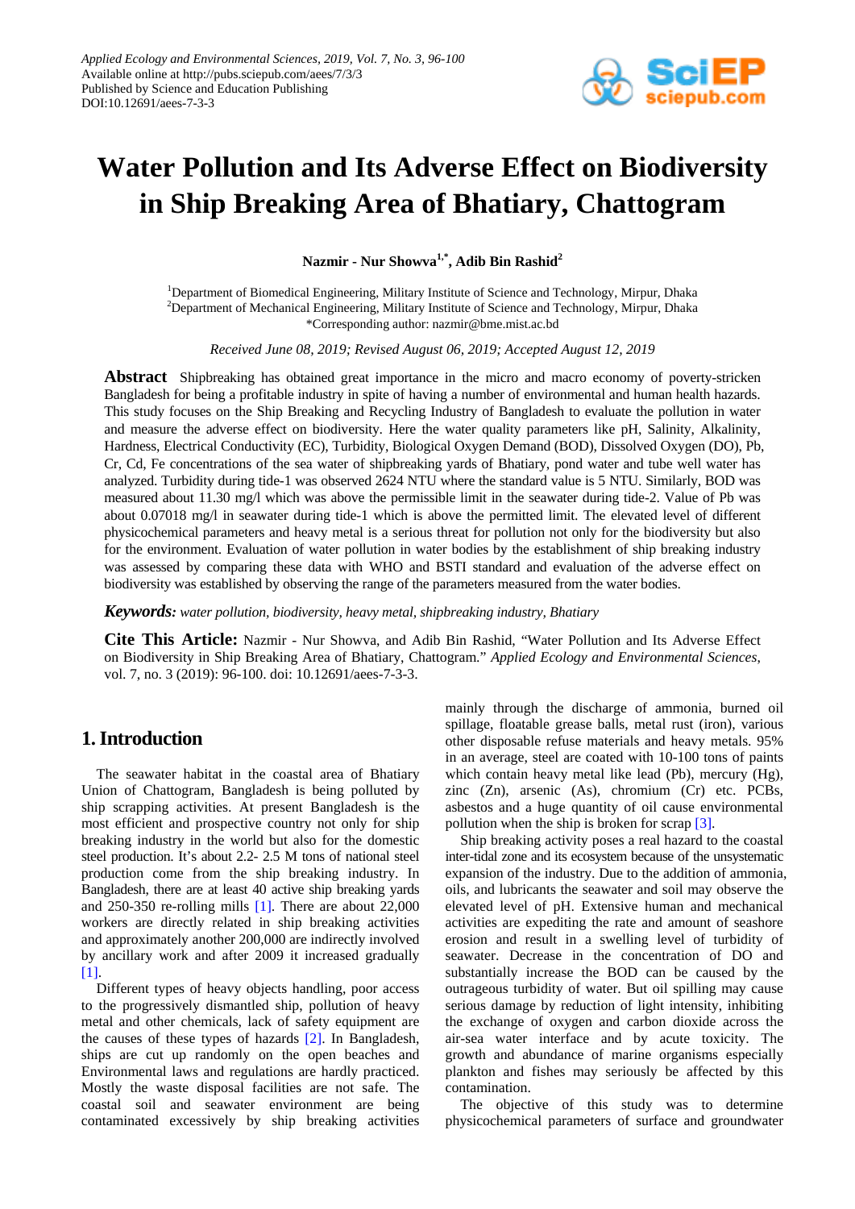Applied Ecology and Environmental Sciences, 2019, Vol. 7, No. 3, 96-100
Available online at http://pubs.sciepub.com/aees/7/3/3
Published by Science and Education Publishing
DOI:10.12691/aees-7-3-3

# Water Pollution and Its Adverse Effect on Biodiversity in Ship Breaking Area of Bhatiary, Chattogram

**Nazmir - Nur Showva[1,*], Adib Bin Rashid[2]**

[1]Department of Biomedical Engineering, Military Institute of Science and Technology, Mirpur, Dhaka
[2]Department of Mechanical Engineering, Military Institute of Science and Technology, Mirpur, Dhaka
*Corresponding author: nazmir@bme.mist.ac.bd

*Received June 08, 2019; Revised August 06, 2019; Accepted August 12, 2019*

**Abstract** Shipbreaking has obtained great importance in the micro and macro economy of poverty-stricken Bangladesh for being a profitable industry in spite of having a number of environmental and human health hazards. This study focuses on the Ship Breaking and Recycling Industry of Bangladesh to evaluate the pollution in water and measure the adverse effect on biodiversity. Here the water quality parameters like pH, Salinity, Alkalinity, Hardness, Electrical Conductivity (EC), Turbidity, Biological Oxygen Demand (BOD), Dissolved Oxygen (DO), Pb, Cr, Cd, Fe concentrations of the sea water of shipbreaking yards of Bhatiary, pond water and tube well water has analyzed. Turbidity during tide-1 was observed 2624 NTU where the standard value is 5 NTU. Similarly, BOD was measured about 11.30 mg/l which was above the permissible limit in the seawater during tide-2. Value of Pb was about 0.07018 mg/l in seawater during tide-1 which is above the permitted limit. The elevated level of different physicochemical parameters and heavy metal is a serious threat for pollution not only for the biodiversity but also for the environment. Evaluation of water pollution in water bodies by the establishment of ship breaking industry was assessed by comparing these data with WHO and BSTI standard and evaluation of the adverse effect on biodiversity was established by observing the range of the parameters measured from the water bodies.

***Keywords:*** *water pollution, biodiversity, heavy metal, shipbreaking industry, Bhatiary*

**Cite This Article:** Nazmir - Nur Showva, and Adib Bin Rashid, "Water Pollution and Its Adverse Effect on Biodiversity in Ship Breaking Area of Bhatiary, Chattogram." *Applied Ecology and Environmental Sciences*, vol. 7, no. 3 (2019): 96-100. doi: 10.12691/aees-7-3-3.

## 1. Introduction

The seawater habitat in the coastal area of Bhatiary Union of Chattogram, Bangladesh is being polluted by ship scrapping activities. At present Bangladesh is the most efficient and prospective country not only for ship breaking industry in the world but also for the domestic steel production. It's about 2.2- 2.5 M tons of national steel production come from the ship breaking industry. In Bangladesh, there are at least 40 active ship breaking yards and 250-350 re-rolling mills [1]. There are about 22,000 workers are directly related in ship breaking activities and approximately another 200,000 are indirectly involved by ancillary work and after 2009 it increased gradually [1].

Different types of heavy objects handling, poor access to the progressively dismantled ship, pollution of heavy metal and other chemicals, lack of safety equipment are the causes of these types of hazards [2]. In Bangladesh, ships are cut up randomly on the open beaches and Environmental laws and regulations are hardly practiced. Mostly the waste disposal facilities are not safe. The coastal soil and seawater environment are being contaminated excessively by ship breaking activities mainly through the discharge of ammonia, burned oil spillage, floatable grease balls, metal rust (iron), various other disposable refuse materials and heavy metals. 95% in an average, steel are coated with 10-100 tons of paints which contain heavy metal like lead (Pb), mercury (Hg), zinc (Zn), arsenic (As), chromium (Cr) etc. PCBs, asbestos and a huge quantity of oil cause environmental pollution when the ship is broken for scrap [3].

Ship breaking activity poses a real hazard to the coastal inter-tidal zone and its ecosystem because of the unsystematic expansion of the industry. Due to the addition of ammonia, oils, and lubricants the seawater and soil may observe the elevated level of pH. Extensive human and mechanical activities are expediting the rate and amount of seashore erosion and result in a swelling level of turbidity of seawater. Decrease in the concentration of DO and substantially increase the BOD can be caused by the outrageous turbidity of water. But oil spilling may cause serious damage by reduction of light intensity, inhibiting the exchange of oxygen and carbon dioxide across the air-sea water interface and by acute toxicity. The growth and abundance of marine organisms especially plankton and fishes may seriously be affected by this contamination.

The objective of this study was to determine physicochemical parameters of surface and groundwater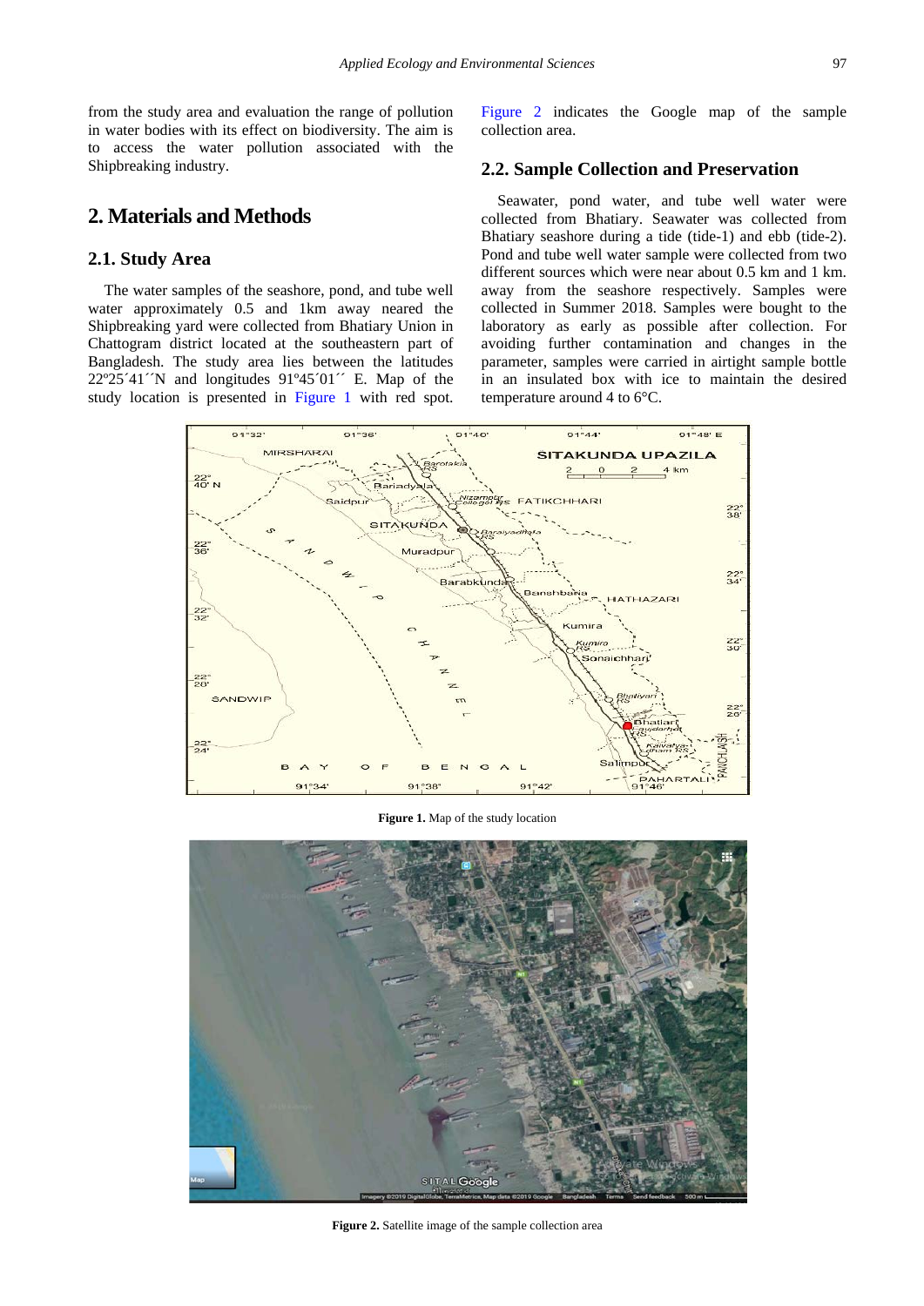from the study area and evaluation the range of pollution in water bodies with its effect on biodiversity. The aim is to access the water pollution associated with the Shipbreaking industry.

## 2. Materials and Methods

### 2.1. Study Area

The water samples of the seashore, pond, and tube well water approximately 0.5 and 1km away neared the Shipbreaking yard were collected from Bhatiary Union in Chattogram district located at the southeastern part of Bangladesh. The study area lies between the latitudes 22º25´41´´N and longitudes 91º45´01´´ E. Map of the study location is presented in Figure 1 with red spot. Figure 2 indicates the Google map of the sample collection area.

### 2.2. Sample Collection and Preservation

Seawater, pond water, and tube well water were collected from Bhatiary. Seawater was collected from Bhatiary seashore during a tide (tide-1) and ebb (tide-2). Pond and tube well water sample were collected from two different sources which were near about 0.5 km and 1 km. away from the seashore respectively. Samples were collected in Summer 2018. Samples were bought to the laboratory as early as possible after collection. For avoiding further contamination and changes in the parameter, samples were carried in airtight sample bottle in an insulated box with ice to maintain the desired temperature around 4 to 6°C.

**Figure 1.** Map of the study location

**Figure 2.** Satellite image of the sample collection area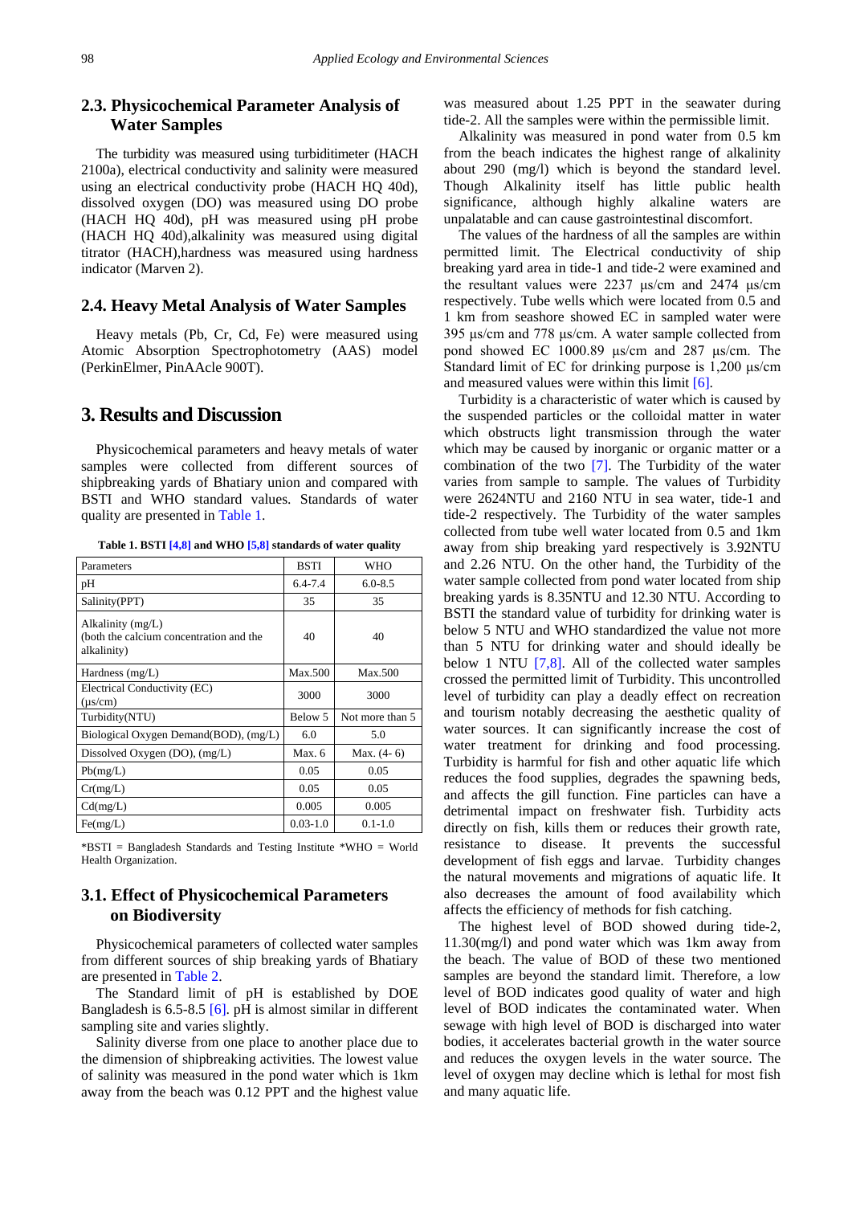### 2.3. Physicochemical Parameter Analysis of Water Samples

The turbidity was measured using turbiditimeter (HACH 2100a), electrical conductivity and salinity were measured using an electrical conductivity probe (HACH HQ 40d), dissolved oxygen (DO) was measured using DO probe (HACH HQ 40d), pH was measured using pH probe (HACH HQ 40d),alkalinity was measured using digital titrator (HACH),hardness was measured using hardness indicator (Marven 2).

### 2.4. Heavy Metal Analysis of Water Samples

Heavy metals (Pb, Cr, Cd, Fe) were measured using Atomic Absorption Spectrophotometry (AAS) model (PerkinElmer, PinAAcle 900T).

## 3. Results and Discussion

Physicochemical parameters and heavy metals of water samples were collected from different sources of shipbreaking yards of Bhatiary union and compared with BSTI and WHO standard values. Standards of water quality are presented in Table 1.

**Table 1. BSTI [4,8] and WHO [5,8] standards of water quality**

| Parameters | BSTI | WHO |
|---|---|---|
| pH | 6.4-7.4 | 6.0-8.5 |
| Salinity(PPT) | 35 | 35 |
| Alkalinity (mg/L) (both the calcium concentration and the alkalinity) | 40 | 40 |
| Hardness (mg/L) | Max.500 | Max.500 |
| Electrical Conductivity (EC) (µs/cm) | 3000 | 3000 |
| Turbidity(NTU) | Below 5 | Not more than 5 |
| Biological Oxygen Demand(BOD), (mg/L) | 6.0 | 5.0 |
| Dissolved Oxygen (DO), (mg/L) | Max. 6 | Max. (4- 6) |
| Pb(mg/L) | 0.05 | 0.05 |
| Cr(mg/L) | 0.05 | 0.05 |
| Cd(mg/L) | 0.005 | 0.005 |
| Fe(mg/L) | 0.03-1.0 | 0.1-1.0 |

*BSTI = Bangladesh Standards and Testing Institute *WHO = World Health Organization.

### 3.1. Effect of Physicochemical Parameters on Biodiversity

Physicochemical parameters of collected water samples from different sources of ship breaking yards of Bhatiary are presented in Table 2.

The Standard limit of pH is established by DOE Bangladesh is 6.5-8.5 [6]. pH is almost similar in different sampling site and varies slightly.

Salinity diverse from one place to another place due to the dimension of shipbreaking activities. The lowest value of salinity was measured in the pond water which is 1km away from the beach was 0.12 PPT and the highest value was measured about 1.25 PPT in the seawater during tide-2. All the samples were within the permissible limit.

Alkalinity was measured in pond water from 0.5 km from the beach indicates the highest range of alkalinity about 290 (mg/l) which is beyond the standard level. Though Alkalinity itself has little public health significance, although highly alkaline waters are unpalatable and can cause gastrointestinal discomfort.

The values of the hardness of all the samples are within permitted limit. The Electrical conductivity of ship breaking yard area in tide-1 and tide-2 were examined and the resultant values were 2237 µs/cm and 2474 µs/cm respectively. Tube wells which were located from 0.5 and 1 km from seashore showed EC in sampled water were 395 µs/cm and 778 µs/cm. A water sample collected from pond showed EC 1000.89 µs/cm and 287 µs/cm. The Standard limit of EC for drinking purpose is 1,200 µs/cm and measured values were within this limit [6].

Turbidity is a characteristic of water which is caused by the suspended particles or the colloidal matter in water which obstructs light transmission through the water which may be caused by inorganic or organic matter or a combination of the two [7]. The Turbidity of the water varies from sample to sample. The values of Turbidity were 2624NTU and 2160 NTU in sea water, tide-1 and tide-2 respectively. The Turbidity of the water samples collected from tube well water located from 0.5 and 1km away from ship breaking yard respectively is 3.92NTU and 2.26 NTU. On the other hand, the Turbidity of the water sample collected from pond water located from ship breaking yards is 8.35NTU and 12.30 NTU. According to BSTI the standard value of turbidity for drinking water is below 5 NTU and WHO standardized the value not more than 5 NTU for drinking water and should ideally be below 1 NTU [7,8]. All of the collected water samples crossed the permitted limit of Turbidity. This uncontrolled level of turbidity can play a deadly effect on recreation and tourism notably decreasing the aesthetic quality of water sources. It can significantly increase the cost of water treatment for drinking and food processing. Turbidity is harmful for fish and other aquatic life which reduces the food supplies, degrades the spawning beds, and affects the gill function. Fine particles can have a detrimental impact on freshwater fish. Turbidity acts directly on fish, kills them or reduces their growth rate, resistance to disease. It prevents the successful development of fish eggs and larvae. Turbidity changes the natural movements and migrations of aquatic life. It also decreases the amount of food availability which affects the efficiency of methods for fish catching.

The highest level of BOD showed during tide-2, 11.30(mg/l) and pond water which was 1km away from the beach. The value of BOD of these two mentioned samples are beyond the standard limit. Therefore, a low level of BOD indicates good quality of water and high level of BOD indicates the contaminated water. When sewage with high level of BOD is discharged into water bodies, it accelerates bacterial growth in the water source and reduces the oxygen levels in the water source. The level of oxygen may decline which is lethal for most fish and many aquatic life.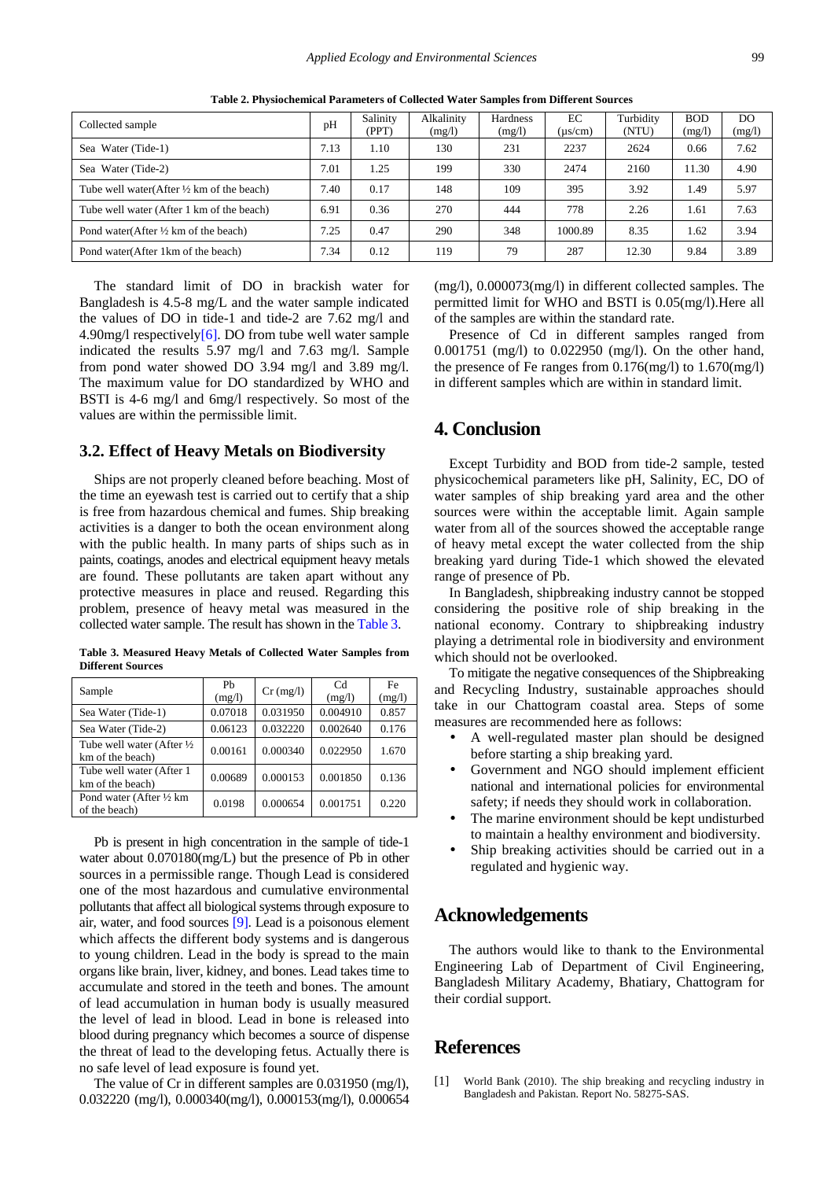**Table 2. Physiochemical Parameters of Collected Water Samples from Different Sources**

| Collected sample | pH | Salinity (PPT) | Alkalinity (mg/l) | Hardness (mg/l) | EC (µs/cm) | Turbidity (NTU) | BOD (mg/l) | DO (mg/l) |
|---|---|---|---|---|---|---|---|---|
| Sea Water (Tide-1) | 7.13 | 1.10 | 130 | 231 | 2237 | 2624 | 0.66 | 7.62 |
| Sea Water (Tide-2) | 7.01 | 1.25 | 199 | 330 | 2474 | 2160 | 11.30 | 4.90 |
| Tube well water(After ½ km of the beach) | 7.40 | 0.17 | 148 | 109 | 395 | 3.92 | 1.49 | 5.97 |
| Tube well water (After 1 km of the beach) | 6.91 | 0.36 | 270 | 444 | 778 | 2.26 | 1.61 | 7.63 |
| Pond water(After ½ km of the beach) | 7.25 | 0.47 | 290 | 348 | 1000.89 | 8.35 | 1.62 | 3.94 |
| Pond water(After 1km of the beach) | 7.34 | 0.12 | 119 | 79 | 287 | 12.30 | 9.84 | 3.89 |

The standard limit of DO in brackish water for Bangladesh is 4.5-8 mg/L and the water sample indicated the values of DO in tide-1 and tide-2 are 7.62 mg/l and 4.90mg/l respectively[6]. DO from tube well water sample indicated the results 5.97 mg/l and 7.63 mg/l. Sample from pond water showed DO 3.94 mg/l and 3.89 mg/l. The maximum value for DO standardized by WHO and BSTI is 4-6 mg/l and 6mg/l respectively. So most of the values are within the permissible limit.

### 3.2. Effect of Heavy Metals on Biodiversity

Ships are not properly cleaned before beaching. Most of the time an eyewash test is carried out to certify that a ship is free from hazardous chemical and fumes. Ship breaking activities is a danger to both the ocean environment along with the public health. In many parts of ships such as in paints, coatings, anodes and electrical equipment heavy metals are found. These pollutants are taken apart without any protective measures in place and reused. Regarding this problem, presence of heavy metal was measured in the collected water sample. The result has shown in the Table 3.

**Table 3. Measured Heavy Metals of Collected Water Samples from Different Sources**

| Sample | Pb (mg/l) | Cr (mg/l) | Cd (mg/l) | Fe (mg/l) |
|---|---|---|---|---|
| Sea Water (Tide-1) | 0.07018 | 0.031950 | 0.004910 | 0.857 |
| Sea Water (Tide-2) | 0.06123 | 0.032220 | 0.002640 | 0.176 |
| Tube well water (After ½ km of the beach) | 0.00161 | 0.000340 | 0.022950 | 1.670 |
| Tube well water (After 1 km of the beach) | 0.00689 | 0.000153 | 0.001850 | 0.136 |
| Pond water (After ½ km of the beach) | 0.0198 | 0.000654 | 0.001751 | 0.220 |

Pb is present in high concentration in the sample of tide-1 water about 0.070180(mg/L) but the presence of Pb in other sources in a permissible range. Though Lead is considered one of the most hazardous and cumulative environmental pollutants that affect all biological systems through exposure to air, water, and food sources [9]. Lead is a poisonous element which affects the different body systems and is dangerous to young children. Lead in the body is spread to the main organs like brain, liver, kidney, and bones. Lead takes time to accumulate and stored in the teeth and bones. The amount of lead accumulation in human body is usually measured the level of lead in blood. Lead in bone is released into blood during pregnancy which becomes a source of dispense the threat of lead to the developing fetus. Actually there is no safe level of lead exposure is found yet.

The value of Cr in different samples are 0.031950 (mg/l), 0.032220 (mg/l), 0.000340(mg/l), 0.000153(mg/l), 0.000654 (mg/l), 0.000073(mg/l) in different collected samples. The permitted limit for WHO and BSTI is 0.05(mg/l).Here all of the samples are within the standard rate.

Presence of Cd in different samples ranged from 0.001751 (mg/l) to 0.022950 (mg/l). On the other hand, the presence of Fe ranges from 0.176(mg/l) to 1.670(mg/l) in different samples which are within in standard limit.

## 4. Conclusion

Except Turbidity and BOD from tide-2 sample, tested physicochemical parameters like pH, Salinity, EC, DO of water samples of ship breaking yard area and the other sources were within the acceptable limit. Again sample water from all of the sources showed the acceptable range of heavy metal except the water collected from the ship breaking yard during Tide-1 which showed the elevated range of presence of Pb.

In Bangladesh, shipbreaking industry cannot be stopped considering the positive role of ship breaking in the national economy. Contrary to shipbreaking industry playing a detrimental role in biodiversity and environment which should not be overlooked.

To mitigate the negative consequences of the Shipbreaking and Recycling Industry, sustainable approaches should take in our Chattogram coastal area. Steps of some measures are recommended here as follows:

- A well-regulated master plan should be designed before starting a ship breaking yard.
- Government and NGO should implement efficient national and international policies for environmental safety; if needs they should work in collaboration.
- The marine environment should be kept undisturbed to maintain a healthy environment and biodiversity.
- Ship breaking activities should be carried out in a regulated and hygienic way.

## Acknowledgements

The authors would like to thank to the Environmental Engineering Lab of Department of Civil Engineering, Bangladesh Military Academy, Bhatiary, Chattogram for their cordial support.

## References

[1] World Bank (2010). The ship breaking and recycling industry in Bangladesh and Pakistan. Report No. 58275-SAS.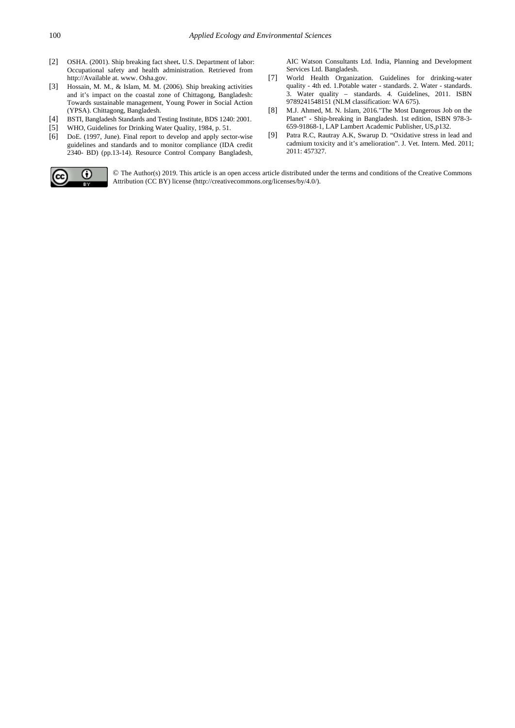[2] OSHA. (2001). Ship breaking fact sheet. U.S. Department of labor: Occupational safety and health administration. Retrieved from http://Available at. www. Osha.gov.

[3] Hossain, M. M., & Islam, M. M. (2006). Ship breaking activities and it's impact on the coastal zone of Chittagong, Bangladesh: Towards sustainable management, Young Power in Social Action (YPSA). Chittagong, Bangladesh.

[4] BSTI, Bangladesh Standards and Testing Institute, BDS 1240: 2001.

[5] WHO, Guidelines for Drinking Water Quality, 1984, p. 51.

[6] DoE. (1997, June). Final report to develop and apply sector-wise guidelines and standards and to monitor compliance (IDA credit 2340- BD) (pp.13-14). Resource Control Company Bangladesh, AIC Watson Consultants Ltd. India, Planning and Development Services Ltd. Bangladesh.

[7] World Health Organization. Guidelines for drinking-water quality - 4th ed. 1.Potable water - standards. 2. Water - standards. 3. Water quality – standards. 4. Guidelines, 2011. ISBN 9789241548151 (NLM classification: WA 675).

[8] M.J. Ahmed, M. N. Islam, 2016."The Most Dangerous Job on the Planet" - Ship-breaking in Bangladesh. 1st edition, ISBN 978-3-659-91868-1, LAP Lambert Academic Publisher, US,p132.

[9] Patra R.C, Rautray A.K, Swarup D. "Oxidative stress in lead and cadmium toxicity and it's amelioration". J. Vet. Intern. Med. 2011; 2011: 457327.

© The Author(s) 2019. This article is an open access article distributed under the terms and conditions of the Creative Commons Attribution (CC BY) license (http://creativecommons.org/licenses/by/4.0/).